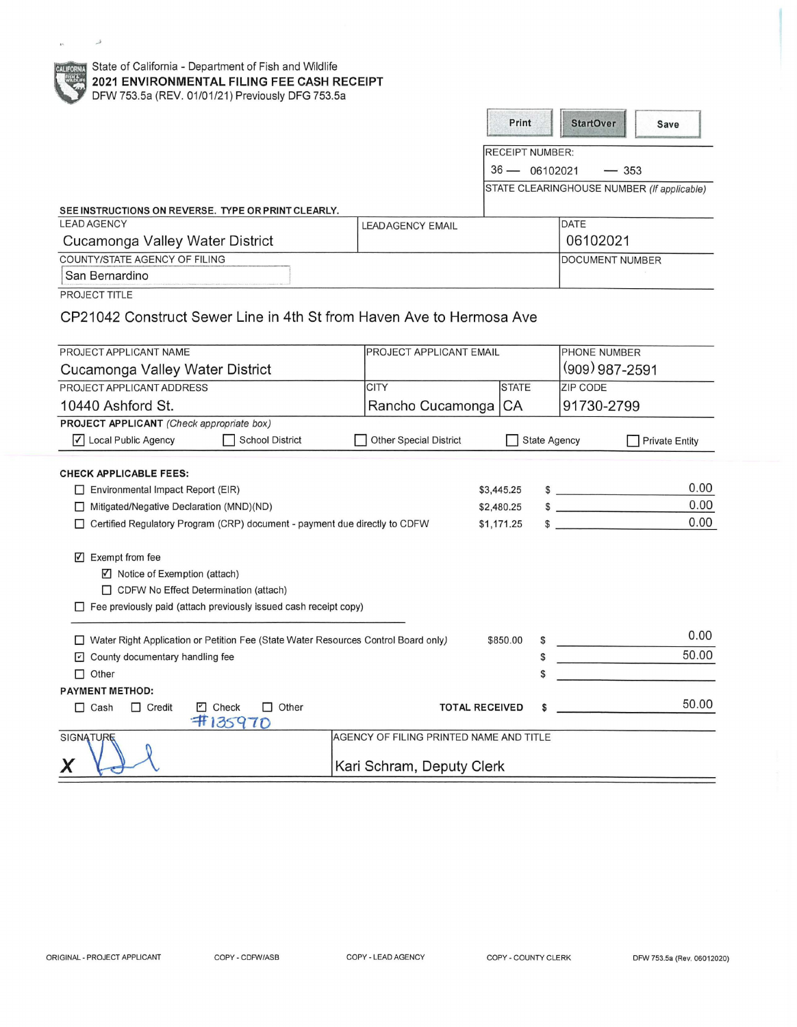State of California - Department of Fish and Wildlife

**2021 ENVIRONMENTAL FILING FEE CASH RECEIPT**

DFW 753.5a (REV. 01/01/21) Previously DFG 753.5a

Print | StartOver | Save

RECEIPT NUMBER:
36 — 06102021 — 353

STATE CLEARINGHOUSE NUMBER *(If applicable)*

**SEE INSTRUCTIONS ON REVERSE. TYPE OR PRINT CLEARLY.**

| LEAD AGENCY | LEADAGENCY EMAIL | DATE |
|---|---|---|
| Cucamonga Valley Water District | | 06102021 |

| COUNTY/STATE AGENCY OF FILING | DOCUMENT NUMBER |
|---|---|
| San Bernardino | |

PROJECT TITLE

CP21042 Construct Sewer Line in 4th St from Haven Ave to Hermosa Ave

| PROJECT APPLICANT NAME | PROJECT APPLICANT EMAIL | | PHONE NUMBER |
|---|---|---|---|
| Cucamonga Valley Water District | | | (909) 987-2591 |
| PROJECT APPLICANT ADDRESS | CITY | STATE | ZIP CODE |
| 10440 Ashford St. | Rancho Cucamonga | CA | 91730-2799 |

**PROJECT APPLICANT** *(Check appropriate box)*

- [x] Local Public Agency
- [ ] School District
- [ ] Other Special District
- [ ] State Agency
- [ ] Private Entity

**CHECK APPLICABLE FEES:**

| | | | |
|---|---|---|---|
| ☐ Environmental Impact Report (EIR) | $3,445.25 | $ | 0.00 |
| ☐ Mitigated/Negative Declaration (MND)(ND) | $2,480.25 | $ | 0.00 |
| ☐ Certified Regulatory Program (CRP) document - payment due directly to CDFW | $1,171.25 | $ | 0.00 |

- [x] Exempt from fee
  - [x] Notice of Exemption (attach)
  - [ ] CDFW No Effect Determination (attach)
- [ ] Fee previously paid (attach previously issued cash receipt copy)

| | | | |
|---|---|---|---|
| ☐ Water Right Application or Petition Fee (State Water Resources Control Board only) | $850.00 | $ | 0.00 |
| ☑ County documentary handling fee | | $ | 50.00 |
| ☐ Other | | $ | |

**PAYMENT METHOD:**

- [ ] Cash
- [ ] Credit
- [x] Check #135970
- [ ] Other

**TOTAL RECEIVED** $ 50.00

| SIGNATURE | AGENCY OF FILING PRINTED NAME AND TITLE |
|---|---|
| X (signature) | Kari Schram, Deputy Clerk |

ORIGINAL - PROJECT APPLICANT | COPY - CDFW/ASB | COPY - LEAD AGENCY | COPY - COUNTY CLERK | DFW 753.5a (Rev. 06012020)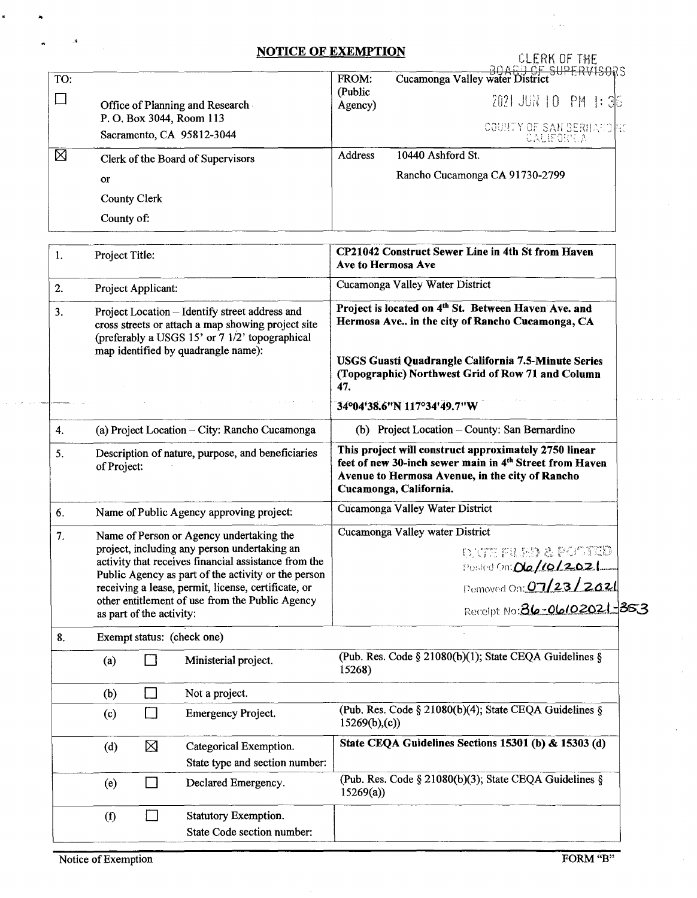# NOTICE OF EXEMPTION

CLERK OF THE BOARD OF SUPERVISORS

2021 JUN 10 PM 1:35

COUNTY OF SAN BERNARDINO CALIFORNIA

| TO: | | FROM: (Public Agency) | Cucamonga Valley water District |
|---|---|---|---|
| ☐ | Office of Planning and Research<br>P. O. Box 3044, Room 113<br>Sacramento, CA 95812-3044 | | |
| ☒ | Clerk of the Board of Supervisors<br>or<br>County Clerk<br>County of: | Address | 10440 Ashford St.<br>Rancho Cucamonga CA 91730-2799 |

| | | |
|---|---|---|
| 1. | Project Title: | **CP21042 Construct Sewer Line in 4th St from Haven Ave to Hermosa Ave** |
| 2. | Project Applicant: | Cucamonga Valley Water District |
| 3. | Project Location – Identify street address and cross streets or attach a map showing project site (preferably a USGS 15' or 7 1/2' topographical map identified by quadrangle name): | **Project is located on 4th St. Between Haven Ave. and Hermosa Ave.. in the city of Rancho Cucamonga, CA**<br><br>**USGS Guasti Quadrangle California 7.5-Minute Series (Topographic) Northwest Grid of Row 71 and Column 47.**<br><br>34°04'38.6"N 117°34'49.7"W |
| 4. | (a) Project Location – City: Rancho Cucamonga | (b) Project Location – County: San Bernardino |
| 5. | Description of nature, purpose, and beneficiaries of Project: | **This project will construct approximately 2750 linear feet of new 30-inch sewer main in 4th Street from Haven Avenue to Hermosa Avenue, in the city of Rancho Cucamonga, California.** |
| 6. | Name of Public Agency approving project: | Cucamonga Valley Water District |
| 7. | Name of Person or Agency undertaking the project, including any person undertaking an activity that receives financial assistance from the Public Agency as part of the activity or the person receiving a lease, permit, license, certificate, or other entitlement of use from the Public Agency as part of the activity: | Cucamonga Valley water District<br><br>DATE FILED & POSTED<br>Posted On: 06/10/2021<br>Removed On: 07/23/2021<br>Receipt No: 36-06102021-353 |

8. Exempt status: (check one)

| | | | |
|---|---|---|---|
| (a) | ☐ | Ministerial project. | (Pub. Res. Code § 21080(b)(1); State CEQA Guidelines § 15268) |
| (b) | ☐ | Not a project. | |
| (c) | ☐ | Emergency Project. | (Pub. Res. Code § 21080(b)(4); State CEQA Guidelines § 15269(b),(c)) |
| (d) | ☒ | Categorical Exemption.<br>State type and section number: | **State CEQA Guidelines Sections 15301 (b) & 15303 (d)** |
| (e) | ☐ | Declared Emergency. | (Pub. Res. Code § 21080(b)(3); State CEQA Guidelines § 15269(a)) |
| (f) | ☐ | Statutory Exemption.<br>State Code section number: | |

Notice of Exemption FORM "B"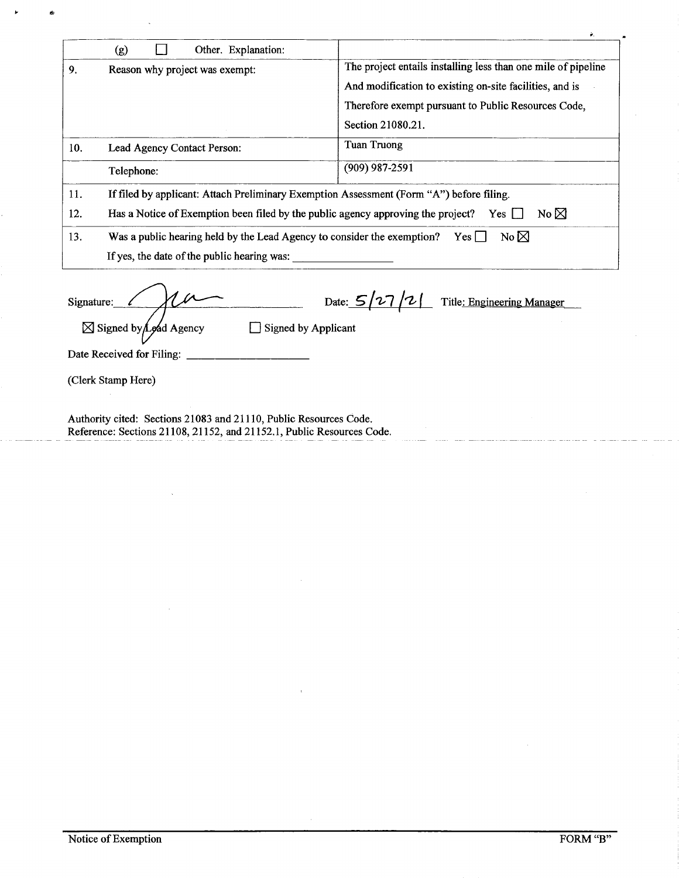| | | |
|---|---|---|
| | (g) ☐ Other. Explanation: | |
| 9. | Reason why project was exempt: | The project entails installing less than one mile of pipeline And modification to existing on-site facilities, and is Therefore exempt pursuant to Public Resources Code, Section 21080.21. |
| 10. | Lead Agency Contact Person: | Tuan Truong |
| | Telephone: | (909) 987-2591 |
| 11. | If filed by applicant: Attach Preliminary Exemption Assessment (Form "A") before filing. | |
| 12. | Has a Notice of Exemption been filed by the public agency approving the project? Yes ☐ No ☒ | |
| 13. | Was a public hearing held by the Lead Agency to consider the exemption? Yes ☐ No ☒ If yes, the date of the public hearing was: ________________ | |

Signature: ____________________ Date: 5/27/21 Title: Engineering Manager

☒ Signed by Lead Agency ☐ Signed by Applicant

Date Received for Filing: ____________________

(Clerk Stamp Here)

Authority cited: Sections 21083 and 21110, Public Resources Code.
Reference: Sections 21108, 21152, and 21152.1, Public Resources Code.

Notice of Exemption FORM "B"